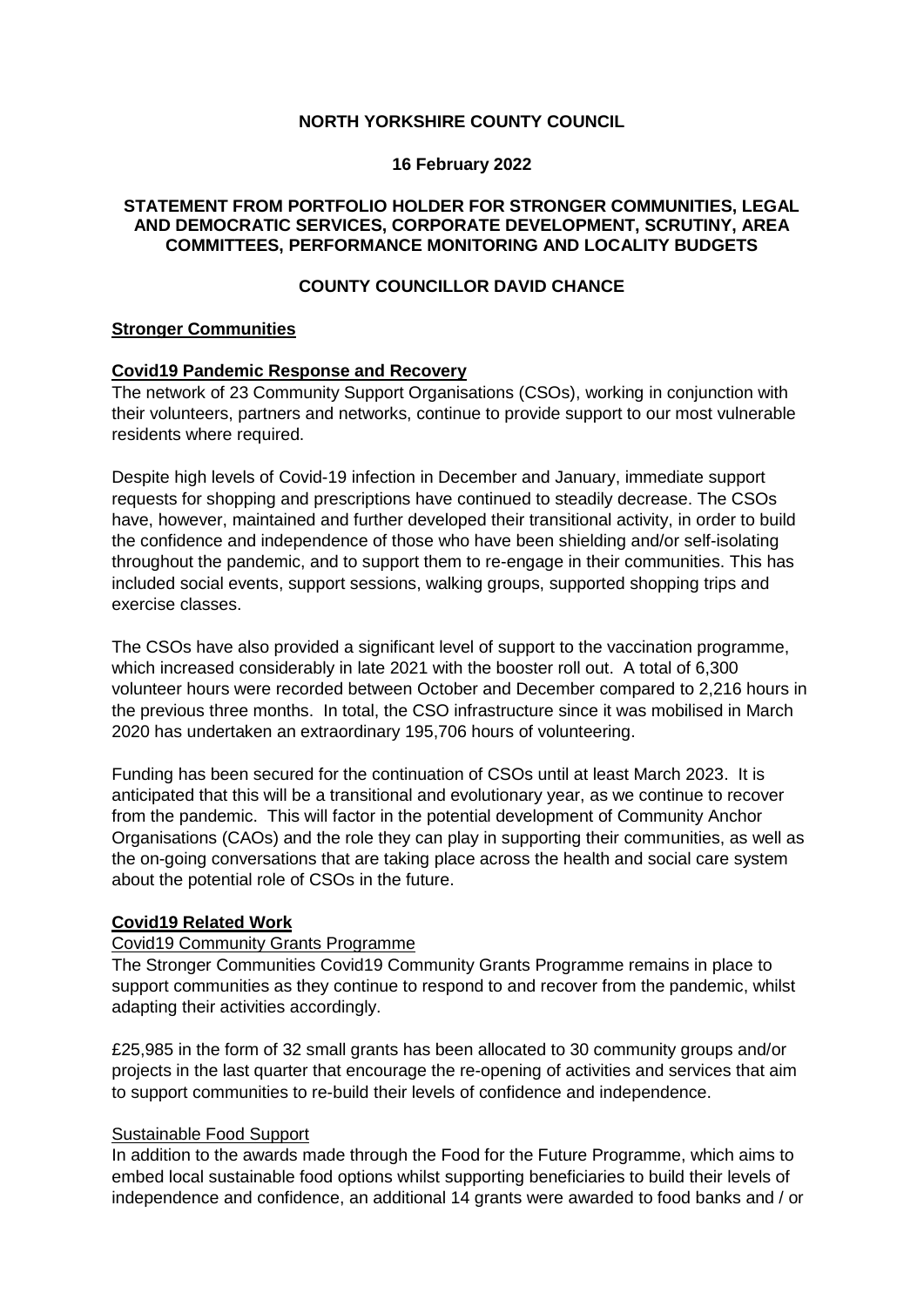**NORTH YORKSHIRE COUNTY COUNCIL**

**16 February 2022**

**STATEMENT FROM PORTFOLIO HOLDER FOR STRONGER COMMUNITIES, LEGAL AND DEMOCRATIC SERVICES, CORPORATE DEVELOPMENT, SCRUTINY, AREA COMMITTEES, PERFORMANCE MONITORING AND LOCALITY BUDGETS**

**COUNTY COUNCILLOR DAVID CHANCE**

## Stronger Communities

### Covid19 Pandemic Response and Recovery

The network of 23 Community Support Organisations (CSOs), working in conjunction with their volunteers, partners and networks, continue to provide support to our most vulnerable residents where required.

Despite high levels of Covid-19 infection in December and January, immediate support requests for shopping and prescriptions have continued to steadily decrease. The CSOs have, however, maintained and further developed their transitional activity, in order to build the confidence and independence of those who have been shielding and/or self-isolating throughout the pandemic, and to support them to re-engage in their communities. This has included social events, support sessions, walking groups, supported shopping trips and exercise classes.

The CSOs have also provided a significant level of support to the vaccination programme, which increased considerably in late 2021 with the booster roll out. A total of 6,300 volunteer hours were recorded between October and December compared to 2,216 hours in the previous three months. In total, the CSO infrastructure since it was mobilised in March 2020 has undertaken an extraordinary 195,706 hours of volunteering.

Funding has been secured for the continuation of CSOs until at least March 2023. It is anticipated that this will be a transitional and evolutionary year, as we continue to recover from the pandemic. This will factor in the potential development of Community Anchor Organisations (CAOs) and the role they can play in supporting their communities, as well as the on-going conversations that are taking place across the health and social care system about the potential role of CSOs in the future.

### Covid19 Related Work

#### Covid19 Community Grants Programme

The Stronger Communities Covid19 Community Grants Programme remains in place to support communities as they continue to respond to and recover from the pandemic, whilst adapting their activities accordingly.

£25,985 in the form of 32 small grants has been allocated to 30 community groups and/or projects in the last quarter that encourage the re-opening of activities and services that aim to support communities to re-build their levels of confidence and independence.

#### Sustainable Food Support

In addition to the awards made through the Food for the Future Programme, which aims to embed local sustainable food options whilst supporting beneficiaries to build their levels of independence and confidence, an additional 14 grants were awarded to food banks and / or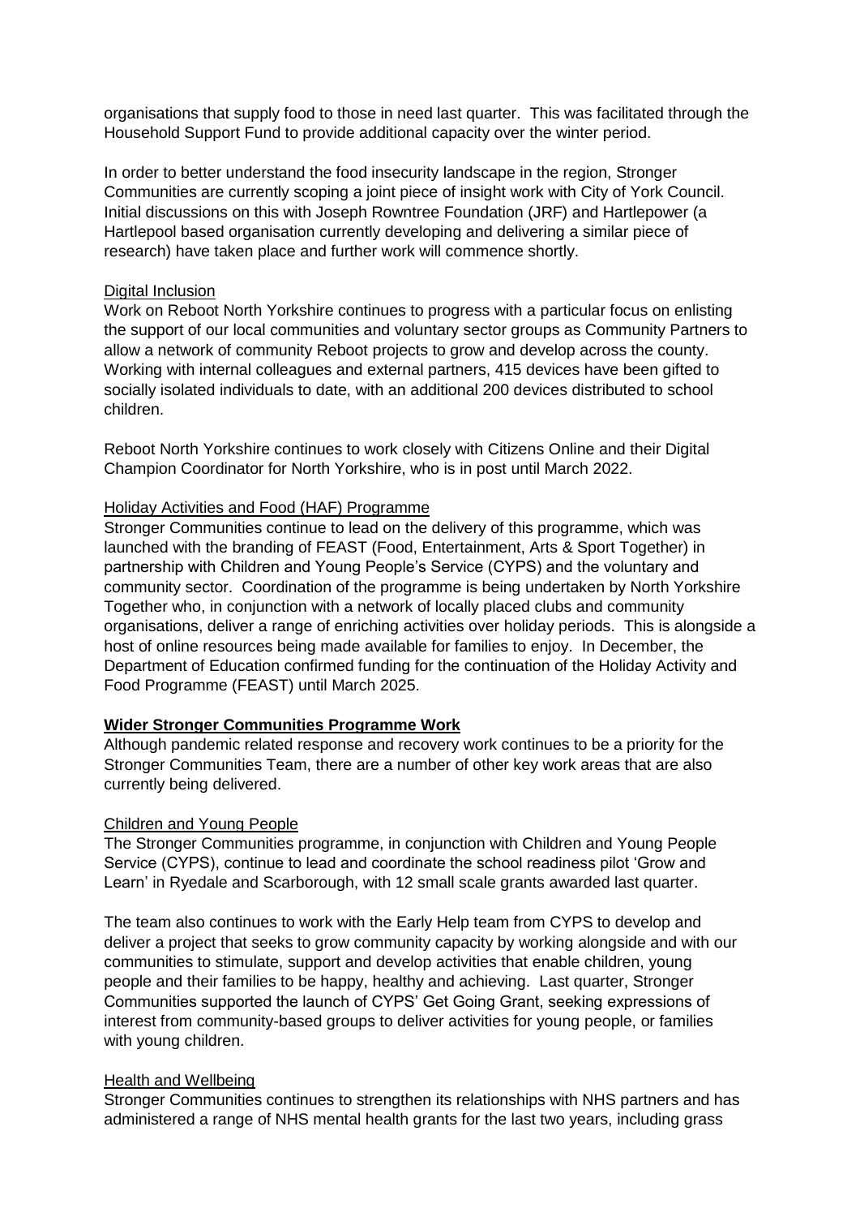organisations that supply food to those in need last quarter. This was facilitated through the Household Support Fund to provide additional capacity over the winter period.

In order to better understand the food insecurity landscape in the region, Stronger Communities are currently scoping a joint piece of insight work with City of York Council. Initial discussions on this with Joseph Rowntree Foundation (JRF) and Hartlepower (a Hartlepool based organisation currently developing and delivering a similar piece of research) have taken place and further work will commence shortly.

Digital Inclusion

Work on Reboot North Yorkshire continues to progress with a particular focus on enlisting the support of our local communities and voluntary sector groups as Community Partners to allow a network of community Reboot projects to grow and develop across the county. Working with internal colleagues and external partners, 415 devices have been gifted to socially isolated individuals to date, with an additional 200 devices distributed to school children.

Reboot North Yorkshire continues to work closely with Citizens Online and their Digital Champion Coordinator for North Yorkshire, who is in post until March 2022.

Holiday Activities and Food (HAF) Programme

Stronger Communities continue to lead on the delivery of this programme, which was launched with the branding of FEAST (Food, Entertainment, Arts & Sport Together) in partnership with Children and Young People's Service (CYPS) and the voluntary and community sector. Coordination of the programme is being undertaken by North Yorkshire Together who, in conjunction with a network of locally placed clubs and community organisations, deliver a range of enriching activities over holiday periods. This is alongside a host of online resources being made available for families to enjoy. In December, the Department of Education confirmed funding for the continuation of the Holiday Activity and Food Programme (FEAST) until March 2025.

**Wider Stronger Communities Programme Work**

Although pandemic related response and recovery work continues to be a priority for the Stronger Communities Team, there are a number of other key work areas that are also currently being delivered.

Children and Young People

The Stronger Communities programme, in conjunction with Children and Young People Service (CYPS), continue to lead and coordinate the school readiness pilot 'Grow and Learn' in Ryedale and Scarborough, with 12 small scale grants awarded last quarter.

The team also continues to work with the Early Help team from CYPS to develop and deliver a project that seeks to grow community capacity by working alongside and with our communities to stimulate, support and develop activities that enable children, young people and their families to be happy, healthy and achieving. Last quarter, Stronger Communities supported the launch of CYPS' Get Going Grant, seeking expressions of interest from community-based groups to deliver activities for young people, or families with young children.

Health and Wellbeing

Stronger Communities continues to strengthen its relationships with NHS partners and has administered a range of NHS mental health grants for the last two years, including grass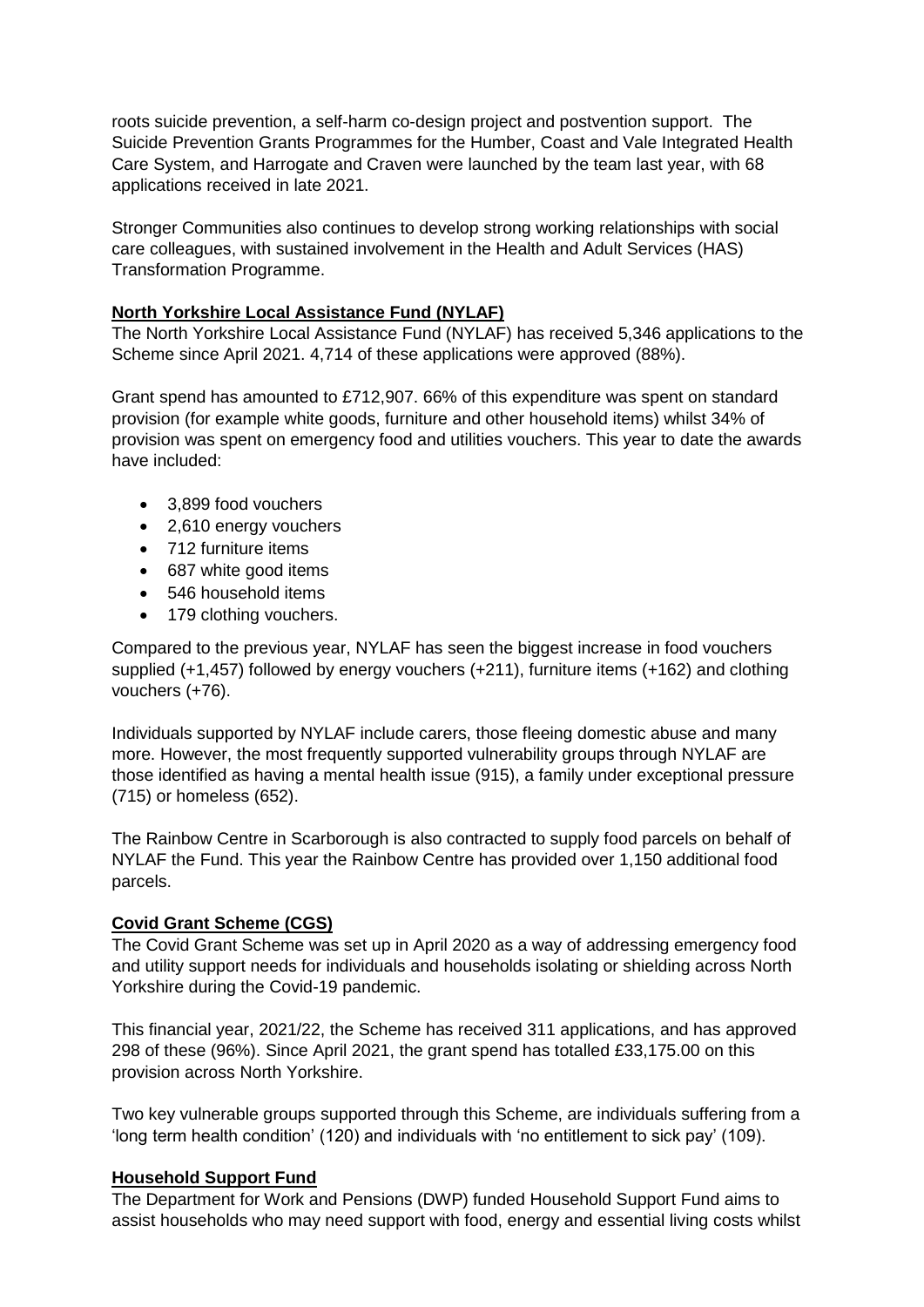roots suicide prevention, a self-harm co-design project and postvention support. The Suicide Prevention Grants Programmes for the Humber, Coast and Vale Integrated Health Care System, and Harrogate and Craven were launched by the team last year, with 68 applications received in late 2021.

Stronger Communities also continues to develop strong working relationships with social care colleagues, with sustained involvement in the Health and Adult Services (HAS) Transformation Programme.

**North Yorkshire Local Assistance Fund (NYLAF)**

The North Yorkshire Local Assistance Fund (NYLAF) has received 5,346 applications to the Scheme since April 2021. 4,714 of these applications were approved (88%).

Grant spend has amounted to £712,907. 66% of this expenditure was spent on standard provision (for example white goods, furniture and other household items) whilst 34% of provision was spent on emergency food and utilities vouchers. This year to date the awards have included:

- 3,899 food vouchers
- 2,610 energy vouchers
- 712 furniture items
- 687 white good items
- 546 household items
- 179 clothing vouchers.

Compared to the previous year, NYLAF has seen the biggest increase in food vouchers supplied (+1,457) followed by energy vouchers (+211), furniture items (+162) and clothing vouchers (+76).

Individuals supported by NYLAF include carers, those fleeing domestic abuse and many more. However, the most frequently supported vulnerability groups through NYLAF are those identified as having a mental health issue (915), a family under exceptional pressure (715) or homeless (652).

The Rainbow Centre in Scarborough is also contracted to supply food parcels on behalf of NYLAF the Fund. This year the Rainbow Centre has provided over 1,150 additional food parcels.

**Covid Grant Scheme (CGS)**

The Covid Grant Scheme was set up in April 2020 as a way of addressing emergency food and utility support needs for individuals and households isolating or shielding across North Yorkshire during the Covid-19 pandemic.

This financial year, 2021/22, the Scheme has received 311 applications, and has approved 298 of these (96%). Since April 2021, the grant spend has totalled £33,175.00 on this provision across North Yorkshire.

Two key vulnerable groups supported through this Scheme, are individuals suffering from a 'long term health condition' (120) and individuals with 'no entitlement to sick pay' (109).

**Household Support Fund**

The Department for Work and Pensions (DWP) funded Household Support Fund aims to assist households who may need support with food, energy and essential living costs whilst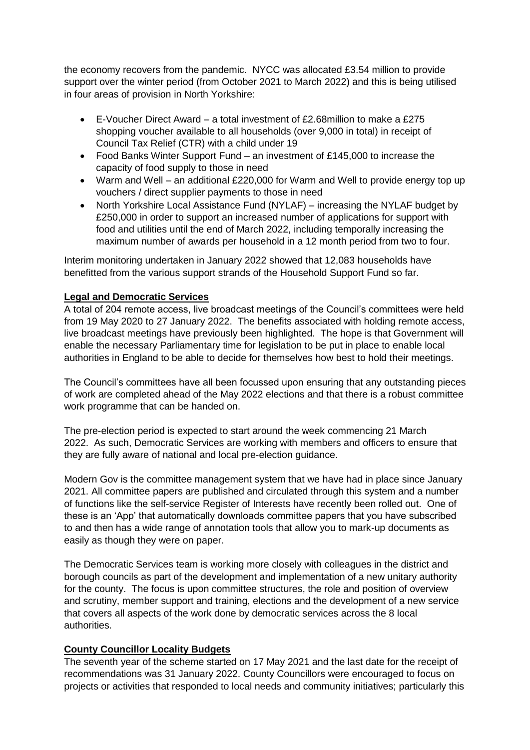the economy recovers from the pandemic. NYCC was allocated £3.54 million to provide support over the winter period (from October 2021 to March 2022) and this is being utilised in four areas of provision in North Yorkshire:

- E-Voucher Direct Award – a total investment of £2.68million to make a £275 shopping voucher available to all households (over 9,000 in total) in receipt of Council Tax Relief (CTR) with a child under 19
- Food Banks Winter Support Fund – an investment of £145,000 to increase the capacity of food supply to those in need
- Warm and Well – an additional £220,000 for Warm and Well to provide energy top up vouchers / direct supplier payments to those in need
- North Yorkshire Local Assistance Fund (NYLAF) – increasing the NYLAF budget by £250,000 in order to support an increased number of applications for support with food and utilities until the end of March 2022, including temporally increasing the maximum number of awards per household in a 12 month period from two to four.

Interim monitoring undertaken in January 2022 showed that 12,083 households have benefitted from the various support strands of the Household Support Fund so far.

**Legal and Democratic Services**

A total of 204 remote access, live broadcast meetings of the Council's committees were held from 19 May 2020 to 27 January 2022. The benefits associated with holding remote access, live broadcast meetings have previously been highlighted. The hope is that Government will enable the necessary Parliamentary time for legislation to be put in place to enable local authorities in England to be able to decide for themselves how best to hold their meetings.

The Council's committees have all been focussed upon ensuring that any outstanding pieces of work are completed ahead of the May 2022 elections and that there is a robust committee work programme that can be handed on.

The pre-election period is expected to start around the week commencing 21 March 2022. As such, Democratic Services are working with members and officers to ensure that they are fully aware of national and local pre-election guidance.

Modern Gov is the committee management system that we have had in place since January 2021. All committee papers are published and circulated through this system and a number of functions like the self-service Register of Interests have recently been rolled out. One of these is an 'App' that automatically downloads committee papers that you have subscribed to and then has a wide range of annotation tools that allow you to mark-up documents as easily as though they were on paper.

The Democratic Services team is working more closely with colleagues in the district and borough councils as part of the development and implementation of a new unitary authority for the county. The focus is upon committee structures, the role and position of overview and scrutiny, member support and training, elections and the development of a new service that covers all aspects of the work done by democratic services across the 8 local authorities.

**County Councillor Locality Budgets**

The seventh year of the scheme started on 17 May 2021 and the last date for the receipt of recommendations was 31 January 2022. County Councillors were encouraged to focus on projects or activities that responded to local needs and community initiatives; particularly this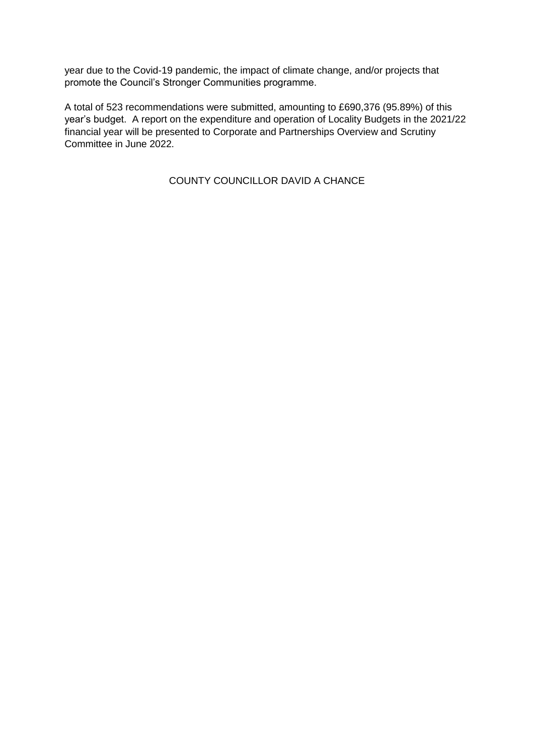year due to the Covid-19 pandemic, the impact of climate change, and/or projects that promote the Council's Stronger Communities programme.

A total of 523 recommendations were submitted, amounting to £690,376 (95.89%) of this year's budget. A report on the expenditure and operation of Locality Budgets in the 2021/22 financial year will be presented to Corporate and Partnerships Overview and Scrutiny Committee in June 2022.

COUNTY COUNCILLOR DAVID A CHANCE